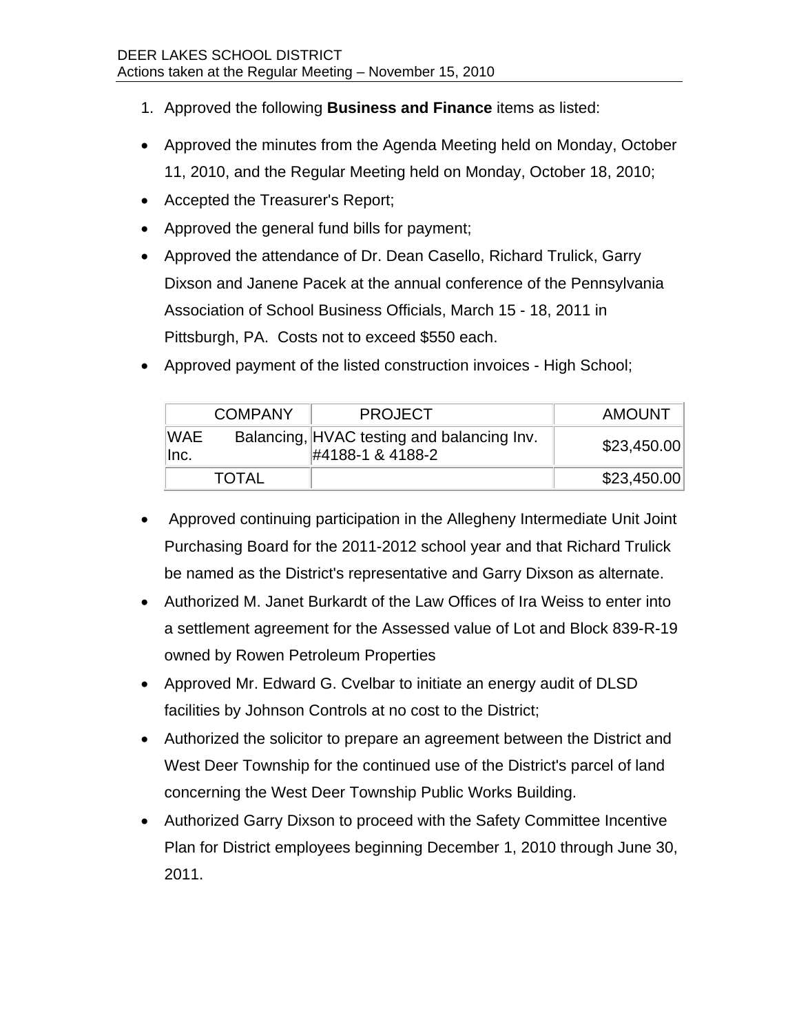DEER LAKES SCHOOL DISTRICT
Actions taken at the Regular Meeting – November 15, 2010

1. Approved the following **Business and Finance** items as listed:

- Approved the minutes from the Agenda Meeting held on Monday, October 11, 2010, and the Regular Meeting held on Monday, October 18, 2010;
- Accepted the Treasurer's Report;
- Approved the general fund bills for payment;
- Approved the attendance of Dr. Dean Casello, Richard Trulick, Garry Dixson and Janene Pacek at the annual conference of the Pennsylvania Association of School Business Officials, March 15 - 18, 2011 in Pittsburgh, PA. Costs not to exceed $550 each.
- Approved payment of the listed construction invoices - High School;

| COMPANY | PROJECT | AMOUNT |
|---|---|---|
| WAE Balancing, Inc. | HVAC testing and balancing Inv. #4188-1 & 4188-2 | $23,450.00 |
| TOTAL | | $23,450.00 |

- Approved continuing participation in the Allegheny Intermediate Unit Joint Purchasing Board for the 2011-2012 school year and that Richard Trulick be named as the District's representative and Garry Dixson as alternate.
- Authorized M. Janet Burkardt of the Law Offices of Ira Weiss to enter into a settlement agreement for the Assessed value of Lot and Block 839-R-19 owned by Rowen Petroleum Properties
- Approved Mr. Edward G. Cvelbar to initiate an energy audit of DLSD facilities by Johnson Controls at no cost to the District;
- Authorized the solicitor to prepare an agreement between the District and West Deer Township for the continued use of the District's parcel of land concerning the West Deer Township Public Works Building.
- Authorized Garry Dixson to proceed with the Safety Committee Incentive Plan for District employees beginning December 1, 2010 through June 30, 2011.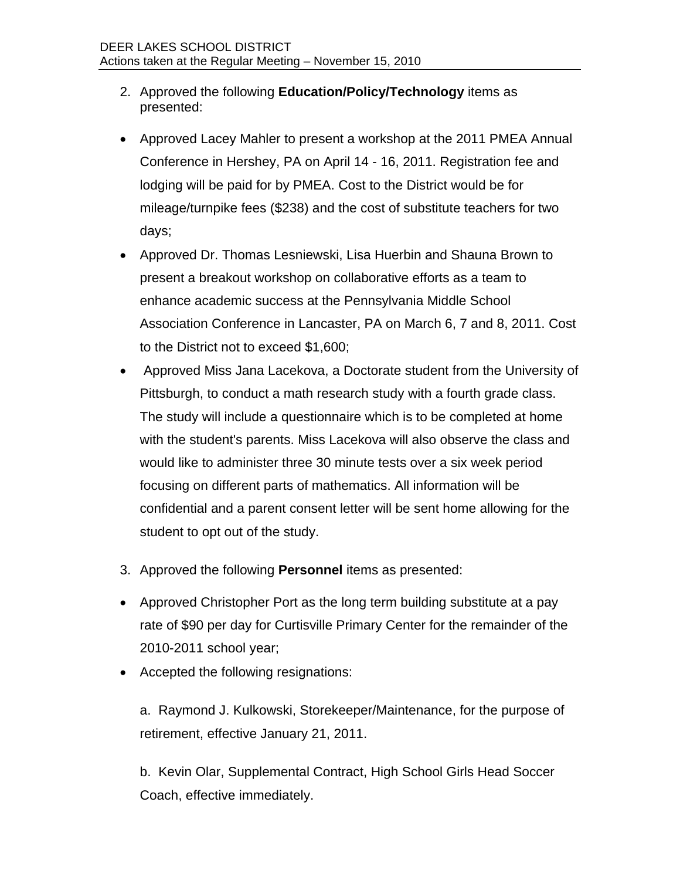2. Approved the following **Education/Policy/Technology** items as presented:

- Approved Lacey Mahler to present a workshop at the 2011 PMEA Annual Conference in Hershey, PA on April 14 - 16, 2011. Registration fee and lodging will be paid for by PMEA. Cost to the District would be for mileage/turnpike fees ($238) and the cost of substitute teachers for two days;
- Approved Dr. Thomas Lesniewski, Lisa Huerbin and Shauna Brown to present a breakout workshop on collaborative efforts as a team to enhance academic success at the Pennsylvania Middle School Association Conference in Lancaster, PA on March 6, 7 and 8, 2011. Cost to the District not to exceed $1,600;
- Approved Miss Jana Lacekova, a Doctorate student from the University of Pittsburgh, to conduct a math research study with a fourth grade class. The study will include a questionnaire which is to be completed at home with the student's parents. Miss Lacekova will also observe the class and would like to administer three 30 minute tests over a six week period focusing on different parts of mathematics. All information will be confidential and a parent consent letter will be sent home allowing for the student to opt out of the study.

3. Approved the following **Personnel** items as presented:

- Approved Christopher Port as the long term building substitute at a pay rate of $90 per day for Curtisville Primary Center for the remainder of the 2010-2011 school year;
- Accepted the following resignations:

  a. Raymond J. Kulkowski, Storekeeper/Maintenance, for the purpose of retirement, effective January 21, 2011.

  b. Kevin Olar, Supplemental Contract, High School Girls Head Soccer Coach, effective immediately.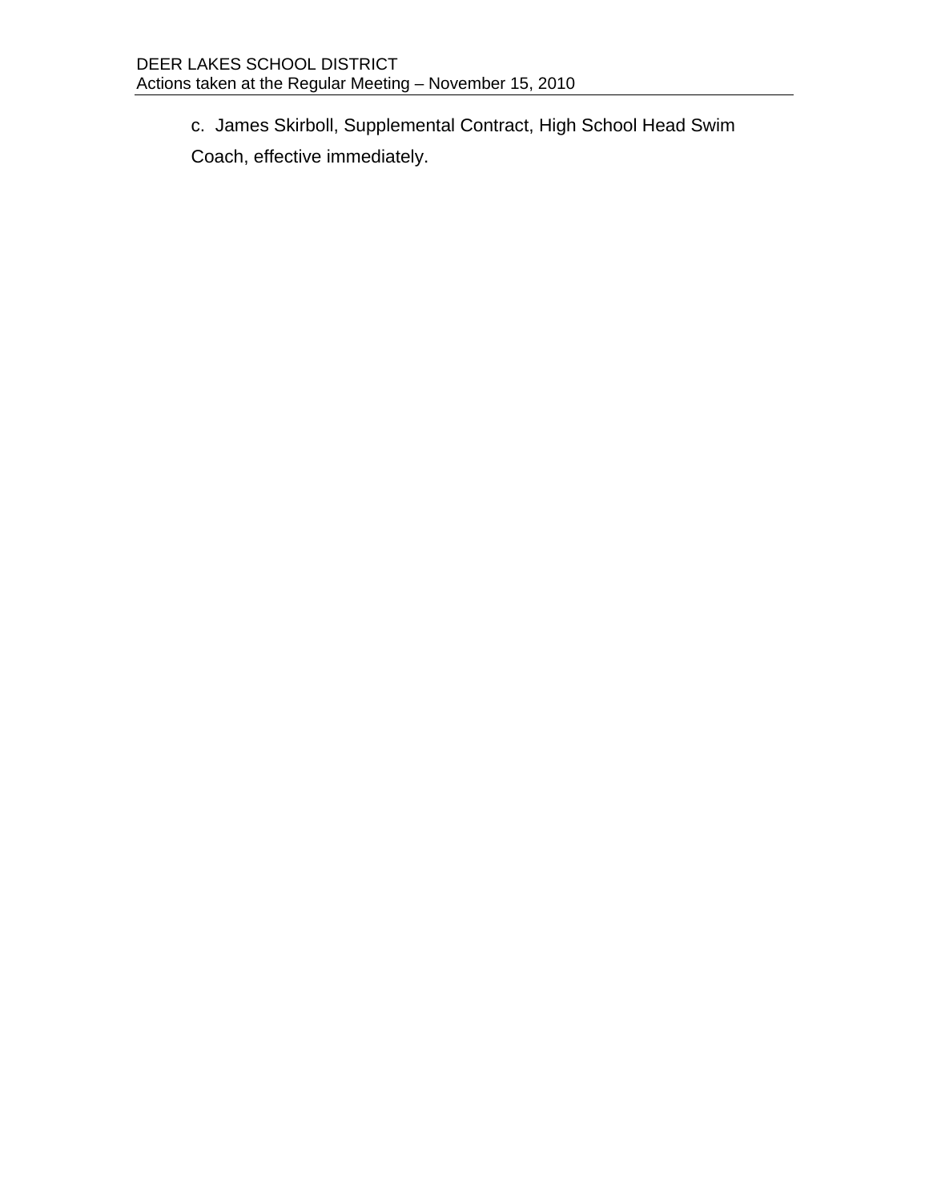c. James Skirboll, Supplemental Contract, High School Head Swim Coach, effective immediately.